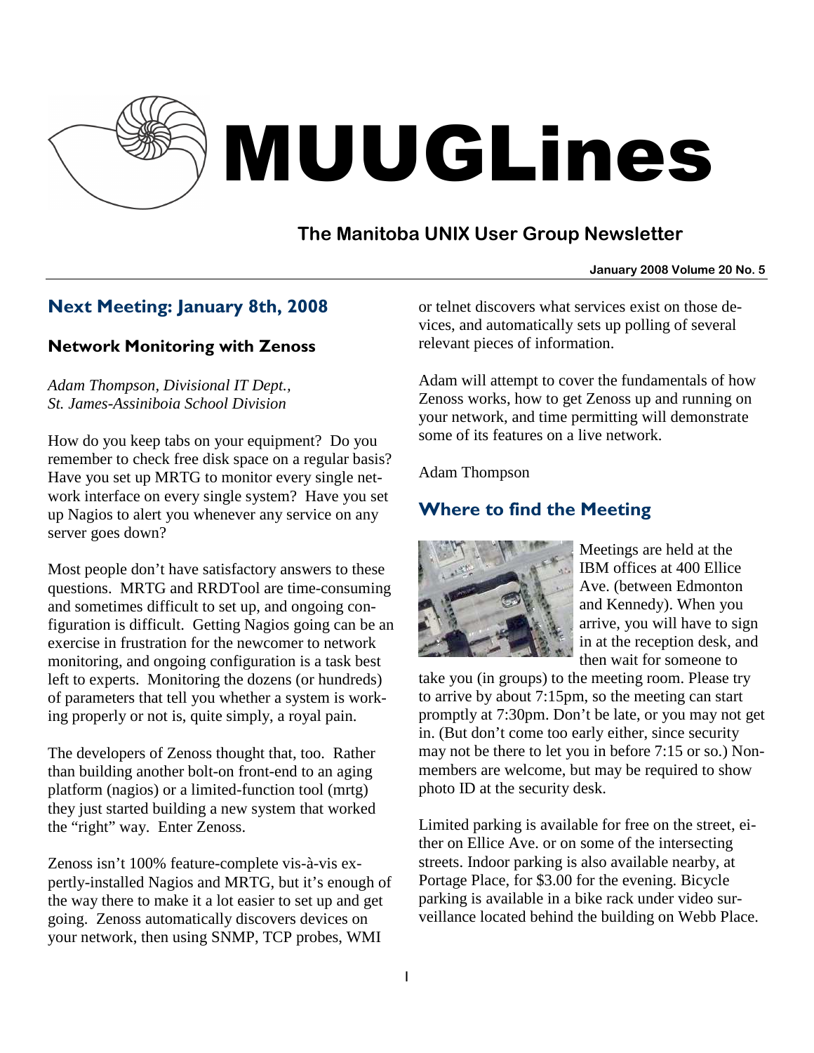# MUUGLines

## The Manitoba UNIX User Group Newsletter

**January 2008 Volume 20 No. 5**

## Next Meeting: January 8th, 2008

### Network Monitoring with Zenoss

*Adam Thompson, Divisional IT Dept., St. James-Assiniboia School Division*

How do you keep tabs on your equipment? Do you remember to check free disk space on a regular basis? Have you set up MRTG to monitor every single network interface on every single system? Have you set up Nagios to alert you whenever any service on any server goes down?

Most people don't have satisfactory answers to these questions. MRTG and RRDTool are time-consuming and sometimes difficult to set up, and ongoing configuration is difficult. Getting Nagios going can be an exercise in frustration for the newcomer to network monitoring, and ongoing configuration is a task best left to experts. Monitoring the dozens (or hundreds) of parameters that tell you whether a system is working properly or not is, quite simply, a royal pain.

The developers of Zenoss thought that, too. Rather than building another bolt-on front-end to an aging platform (nagios) or a limited-function tool (mrtg) they just started building a new system that worked the "right" way. Enter Zenoss.

Zenoss isn't 100% feature-complete vis-à-vis expertly-installed Nagios and MRTG, but it's enough of the way there to make it a lot easier to set up and get going. Zenoss automatically discovers devices on your network, then using SNMP, TCP probes, WMI or telnet discovers what services exist on those devices, and automatically sets up polling of several relevant pieces of information.

Adam will attempt to cover the fundamentals of how Zenoss works, how to get Zenoss up and running on your network, and time permitting will demonstrate some of its features on a live network.

Adam Thompson

## Where to find the Meeting

Meetings are held at the IBM offices at 400 Ellice Ave. (between Edmonton and Kennedy). When you arrive, you will have to sign in at the reception desk, and then wait for someone to take you (in groups) to the meeting room. Please try to arrive by about 7:15pm, so the meeting can start promptly at 7:30pm. Don't be late, or you may not get in. (But don't come too early either, since security may not be there to let you in before 7:15 or so.) Non-members are welcome, but may be required to show photo ID at the security desk.

Limited parking is available for free on the street, either on Ellice Ave. or on some of the intersecting streets. Indoor parking is also available nearby, at Portage Place, for $3.00 for the evening. Bicycle parking is available in a bike rack under video surveillance located behind the building on Webb Place.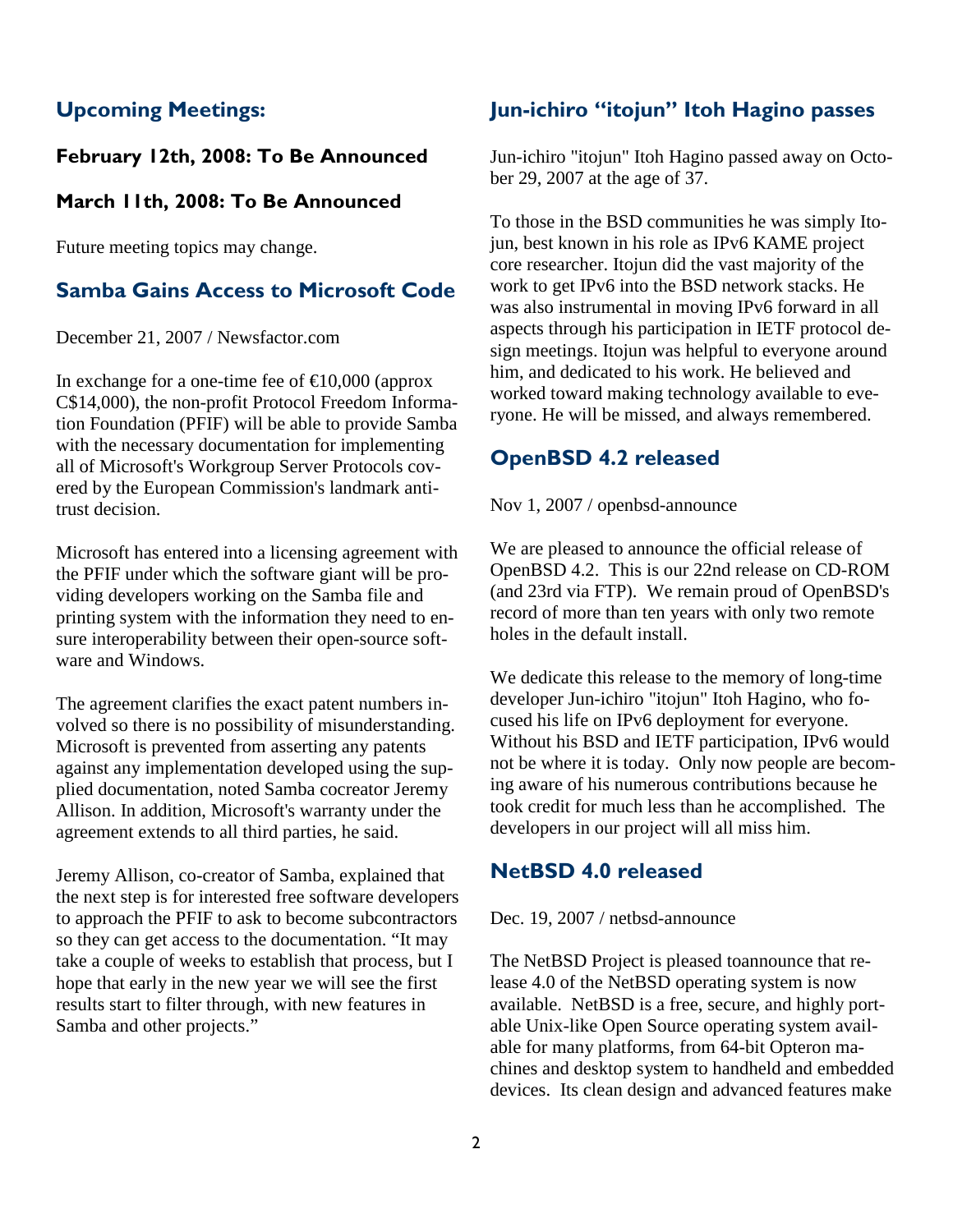## Upcoming Meetings:

### February 12th, 2008: To Be Announced

### March 11th, 2008: To Be Announced

Future meeting topics may change.

## Samba Gains Access to Microsoft Code

December 21, 2007 / Newsfactor.com

In exchange for a one-time fee of €10,000 (approx C$14,000), the non-profit Protocol Freedom Information Foundation (PFIF) will be able to provide Samba with the necessary documentation for implementing all of Microsoft's Workgroup Server Protocols covered by the European Commission's landmark antitrust decision.

Microsoft has entered into a licensing agreement with the PFIF under which the software giant will be providing developers working on the Samba file and printing system with the information they need to ensure interoperability between their open-source software and Windows.

The agreement clarifies the exact patent numbers involved so there is no possibility of misunderstanding. Microsoft is prevented from asserting any patents against any implementation developed using the supplied documentation, noted Samba cocreator Jeremy Allison. In addition, Microsoft's warranty under the agreement extends to all third parties, he said.

Jeremy Allison, co-creator of Samba, explained that the next step is for interested free software developers to approach the PFIF to ask to become subcontractors so they can get access to the documentation. "It may take a couple of weeks to establish that process, but I hope that early in the new year we will see the first results start to filter through, with new features in Samba and other projects."

## Jun-ichiro "itojun" Itoh Hagino passes

Jun-ichiro "itojun" Itoh Hagino passed away on October 29, 2007 at the age of 37.

To those in the BSD communities he was simply Itojun, best known in his role as IPv6 KAME project core researcher. Itojun did the vast majority of the work to get IPv6 into the BSD network stacks. He was also instrumental in moving IPv6 forward in all aspects through his participation in IETF protocol design meetings. Itojun was helpful to everyone around him, and dedicated to his work. He believed and worked toward making technology available to everyone. He will be missed, and always remembered.

## OpenBSD 4.2 released

Nov 1, 2007 / openbsd-announce

We are pleased to announce the official release of OpenBSD 4.2. This is our 22nd release on CD-ROM (and 23rd via FTP). We remain proud of OpenBSD's record of more than ten years with only two remote holes in the default install.

We dedicate this release to the memory of long-time developer Jun-ichiro "itojun" Itoh Hagino, who focused his life on IPv6 deployment for everyone. Without his BSD and IETF participation, IPv6 would not be where it is today. Only now people are becoming aware of his numerous contributions because he took credit for much less than he accomplished. The developers in our project will all miss him.

## NetBSD 4.0 released

Dec. 19, 2007 / netbsd-announce

The NetBSD Project is pleased toannounce that release 4.0 of the NetBSD operating system is now available. NetBSD is a free, secure, and highly portable Unix-like Open Source operating system available for many platforms, from 64-bit Opteron machines and desktop system to handheld and embedded devices. Its clean design and advanced features make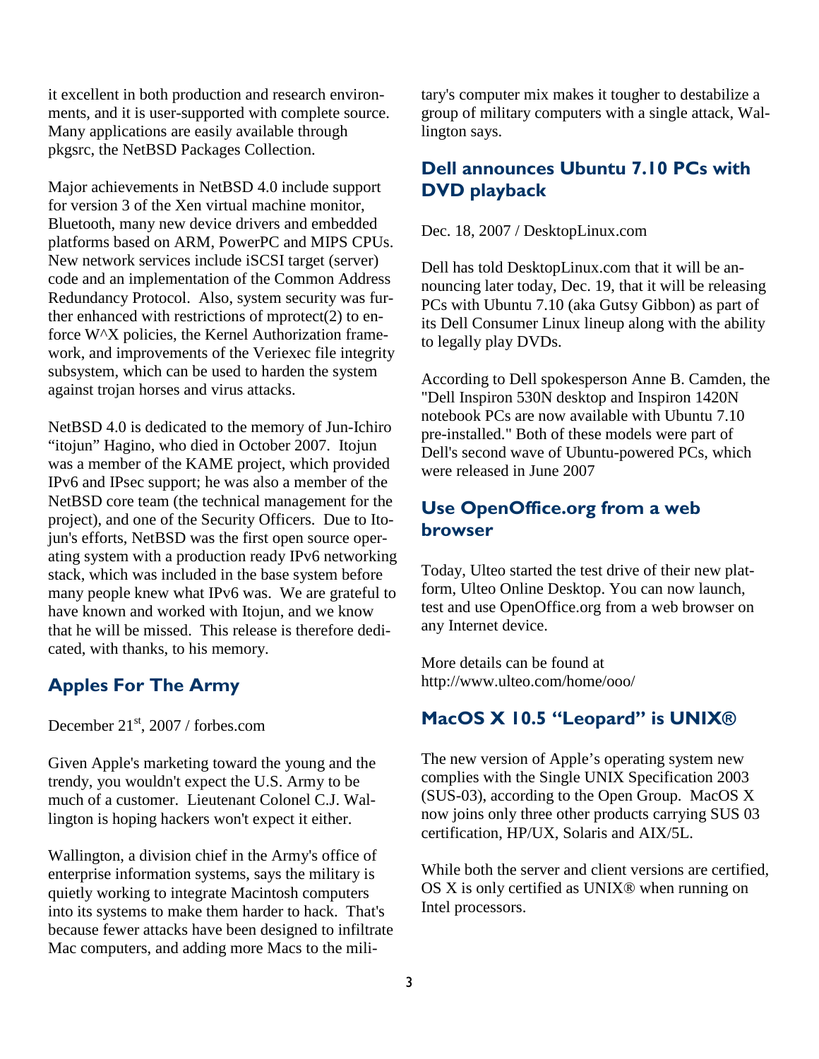it excellent in both production and research environments, and it is user-supported with complete source. Many applications are easily available through pkgsrc, the NetBSD Packages Collection.

Major achievements in NetBSD 4.0 include support for version 3 of the Xen virtual machine monitor, Bluetooth, many new device drivers and embedded platforms based on ARM, PowerPC and MIPS CPUs. New network services include iSCSI target (server) code and an implementation of the Common Address Redundancy Protocol. Also, system security was further enhanced with restrictions of mprotect(2) to enforce W^X policies, the Kernel Authorization framework, and improvements of the Veriexec file integrity subsystem, which can be used to harden the system against trojan horses and virus attacks.

NetBSD 4.0 is dedicated to the memory of Jun-Ichiro "itojun" Hagino, who died in October 2007. Itojun was a member of the KAME project, which provided IPv6 and IPsec support; he was also a member of the NetBSD core team (the technical management for the project), and one of the Security Officers. Due to Itojun's efforts, NetBSD was the first open source operating system with a production ready IPv6 networking stack, which was included in the base system before many people knew what IPv6 was. We are grateful to have known and worked with Itojun, and we know that he will be missed. This release is therefore dedicated, with thanks, to his memory.

## Apples For The Army

December 21st, 2007 / forbes.com

Given Apple's marketing toward the young and the trendy, you wouldn't expect the U.S. Army to be much of a customer. Lieutenant Colonel C.J. Wallington is hoping hackers won't expect it either.

Wallington, a division chief in the Army's office of enterprise information systems, says the military is quietly working to integrate Macintosh computers into its systems to make them harder to hack. That's because fewer attacks have been designed to infiltrate Mac computers, and adding more Macs to the military's computer mix makes it tougher to destabilize a group of military computers with a single attack, Wallington says.

## Dell announces Ubuntu 7.10 PCs with DVD playback

Dec. 18, 2007 / DesktopLinux.com

Dell has told DesktopLinux.com that it will be announcing later today, Dec. 19, that it will be releasing PCs with Ubuntu 7.10 (aka Gutsy Gibbon) as part of its Dell Consumer Linux lineup along with the ability to legally play DVDs.

According to Dell spokesperson Anne B. Camden, the "Dell Inspiron 530N desktop and Inspiron 1420N notebook PCs are now available with Ubuntu 7.10 pre-installed." Both of these models were part of Dell's second wave of Ubuntu-powered PCs, which were released in June 2007

## Use OpenOffice.org from a web browser

Today, Ulteo started the test drive of their new platform, Ulteo Online Desktop. You can now launch, test and use OpenOffice.org from a web browser on any Internet device.

More details can be found at http://www.ulteo.com/home/ooo/

## MacOS X 10.5 "Leopard" is UNIX®

The new version of Apple's operating system new complies with the Single UNIX Specification 2003 (SUS-03), according to the Open Group. MacOS X now joins only three other products carrying SUS 03 certification, HP/UX, Solaris and AIX/5L.

While both the server and client versions are certified, OS X is only certified as UNIX® when running on Intel processors.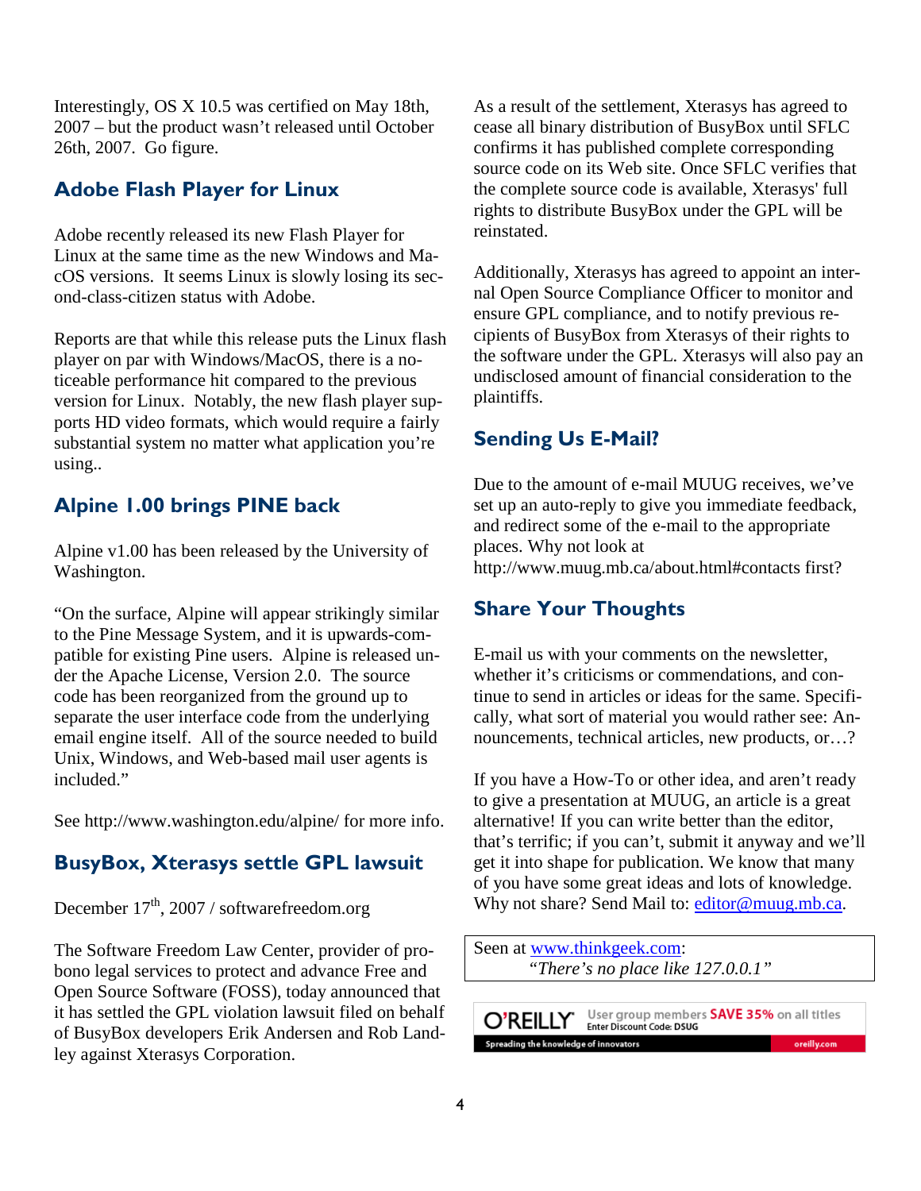Interestingly, OS X 10.5 was certified on May 18th, 2007 – but the product wasn't released until October 26th, 2007. Go figure.

## Adobe Flash Player for Linux

Adobe recently released its new Flash Player for Linux at the same time as the new Windows and MacOS versions. It seems Linux is slowly losing its second-class-citizen status with Adobe.

Reports are that while this release puts the Linux flash player on par with Windows/MacOS, there is a noticeable performance hit compared to the previous version for Linux. Notably, the new flash player supports HD video formats, which would require a fairly substantial system no matter what application you're using..

## Alpine 1.00 brings PINE back

Alpine v1.00 has been released by the University of Washington.

"On the surface, Alpine will appear strikingly similar to the Pine Message System, and it is upwards-compatible for existing Pine users. Alpine is released under the Apache License, Version 2.0. The source code has been reorganized from the ground up to separate the user interface code from the underlying email engine itself. All of the source needed to build Unix, Windows, and Web-based mail user agents is included."

See http://www.washington.edu/alpine/ for more info.

## BusyBox, Xterasys settle GPL lawsuit

December 17th, 2007 / softwarefreedom.org

The Software Freedom Law Center, provider of pro-bono legal services to protect and advance Free and Open Source Software (FOSS), today announced that it has settled the GPL violation lawsuit filed on behalf of BusyBox developers Erik Andersen and Rob Landley against Xterasys Corporation.

As a result of the settlement, Xterasys has agreed to cease all binary distribution of BusyBox until SFLC confirms it has published complete corresponding source code on its Web site. Once SFLC verifies that the complete source code is available, Xterasys' full rights to distribute BusyBox under the GPL will be reinstated.

Additionally, Xterasys has agreed to appoint an internal Open Source Compliance Officer to monitor and ensure GPL compliance, and to notify previous recipients of BusyBox from Xterasys of their rights to the software under the GPL. Xterasys will also pay an undisclosed amount of financial consideration to the plaintiffs.

## Sending Us E-Mail?

Due to the amount of e-mail MUUG receives, we've set up an auto-reply to give you immediate feedback, and redirect some of the e-mail to the appropriate places. Why not look at http://www.muug.mb.ca/about.html#contacts first?

## Share Your Thoughts

E-mail us with your comments on the newsletter, whether it's criticisms or commendations, and continue to send in articles or ideas for the same. Specifically, what sort of material you would rather see: Announcements, technical articles, new products, or…?

If you have a How-To or other idea, and aren't ready to give a presentation at MUUG, an article is a great alternative! If you can write better than the editor, that's terrific; if you can't, submit it anyway and we'll get it into shape for publication. We know that many of you have some great ideas and lots of knowledge. Why not share? Send Mail to: editor@muug.mb.ca.

Seen at www.thinkgeek.com:
*"There's no place like 127.0.0.1"*

O'REILLY — User group members **SAVE 35%** on all titles. Enter Discount Code: DSUG
Spreading the knowledge of innovators — oreilly.com